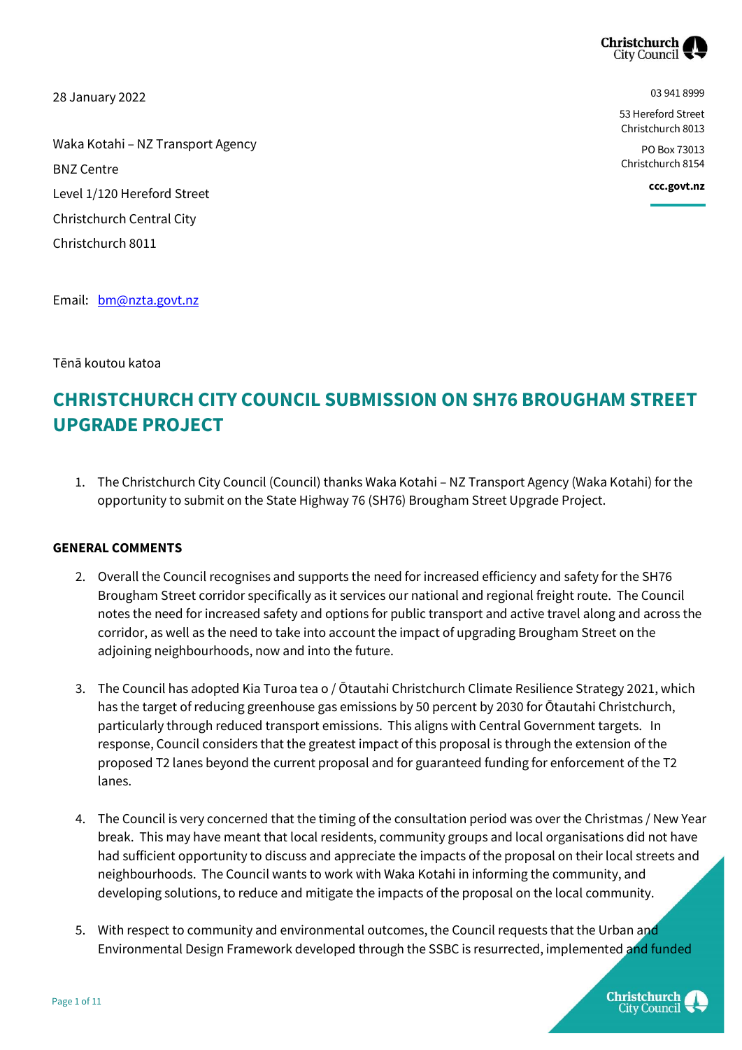28 January 2022

Waka Kotahi – NZ Transport Agency
BNZ Centre
Level 1/120 Hereford Street
Christchurch Central City
Christchurch 8011

03 941 8999

53 Hereford Street
Christchurch 8013

PO Box 73013
Christchurch 8154

**ccc.govt.nz**

Email: bm@nzta.govt.nz

Tēnā koutou katoa

# CHRISTCHURCH CITY COUNCIL SUBMISSION ON SH76 BROUGHAM STREET UPGRADE PROJECT

1. The Christchurch City Council (Council) thanks Waka Kotahi – NZ Transport Agency (Waka Kotahi) for the opportunity to submit on the State Highway 76 (SH76) Brougham Street Upgrade Project.

**GENERAL COMMENTS**

2. Overall the Council recognises and supports the need for increased efficiency and safety for the SH76 Brougham Street corridor specifically as it services our national and regional freight route. The Council notes the need for increased safety and options for public transport and active travel along and across the corridor, as well as the need to take into account the impact of upgrading Brougham Street on the adjoining neighbourhoods, now and into the future.

3. The Council has adopted Kia Turoa tea o / Ōtautahi Christchurch Climate Resilience Strategy 2021, which has the target of reducing greenhouse gas emissions by 50 percent by 2030 for Ōtautahi Christchurch, particularly through reduced transport emissions. This aligns with Central Government targets. In response, Council considers that the greatest impact of this proposal is through the extension of the proposed T2 lanes beyond the current proposal and for guaranteed funding for enforcement of the T2 lanes.

4. The Council is very concerned that the timing of the consultation period was over the Christmas / New Year break. This may have meant that local residents, community groups and local organisations did not have had sufficient opportunity to discuss and appreciate the impacts of the proposal on their local streets and neighbourhoods. The Council wants to work with Waka Kotahi in informing the community, and developing solutions, to reduce and mitigate the impacts of the proposal on the local community.

5. With respect to community and environmental outcomes, the Council requests that the Urban and Environmental Design Framework developed through the SSBC is resurrected, implemented and funded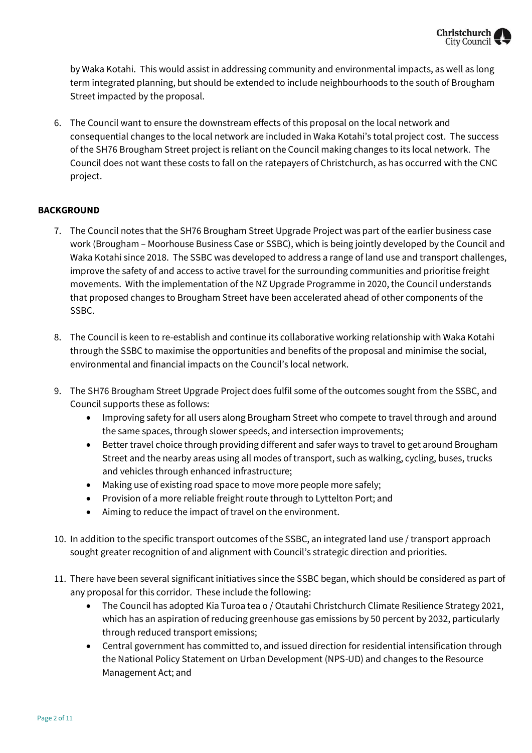by Waka Kotahi. This would assist in addressing community and environmental impacts, as well as long term integrated planning, but should be extended to include neighbourhoods to the south of Brougham Street impacted by the proposal.

6. The Council want to ensure the downstream effects of this proposal on the local network and consequential changes to the local network are included in Waka Kotahi's total project cost. The success of the SH76 Brougham Street project is reliant on the Council making changes to its local network. The Council does not want these costs to fall on the ratepayers of Christchurch, as has occurred with the CNC project.

**BACKGROUND**

7. The Council notes that the SH76 Brougham Street Upgrade Project was part of the earlier business case work (Brougham – Moorhouse Business Case or SSBC), which is being jointly developed by the Council and Waka Kotahi since 2018. The SSBC was developed to address a range of land use and transport challenges, improve the safety of and access to active travel for the surrounding communities and prioritise freight movements. With the implementation of the NZ Upgrade Programme in 2020, the Council understands that proposed changes to Brougham Street have been accelerated ahead of other components of the SSBC.

8. The Council is keen to re-establish and continue its collaborative working relationship with Waka Kotahi through the SSBC to maximise the opportunities and benefits of the proposal and minimise the social, environmental and financial impacts on the Council's local network.

9. The SH76 Brougham Street Upgrade Project does fulfil some of the outcomes sought from the SSBC, and Council supports these as follows:
   - Improving safety for all users along Brougham Street who compete to travel through and around the same spaces, through slower speeds, and intersection improvements;
   - Better travel choice through providing different and safer ways to travel to get around Brougham Street and the nearby areas using all modes of transport, such as walking, cycling, buses, trucks and vehicles through enhanced infrastructure;
   - Making use of existing road space to move more people more safely;
   - Provision of a more reliable freight route through to Lyttelton Port; and
   - Aiming to reduce the impact of travel on the environment.

10. In addition to the specific transport outcomes of the SSBC, an integrated land use / transport approach sought greater recognition of and alignment with Council's strategic direction and priorities.

11. There have been several significant initiatives since the SSBC began, which should be considered as part of any proposal for this corridor. These include the following:
   - The Council has adopted Kia Turoa tea o / Otautahi Christchurch Climate Resilience Strategy 2021, which has an aspiration of reducing greenhouse gas emissions by 50 percent by 2032, particularly through reduced transport emissions;
   - Central government has committed to, and issued direction for residential intensification through the National Policy Statement on Urban Development (NPS-UD) and changes to the Resource Management Act; and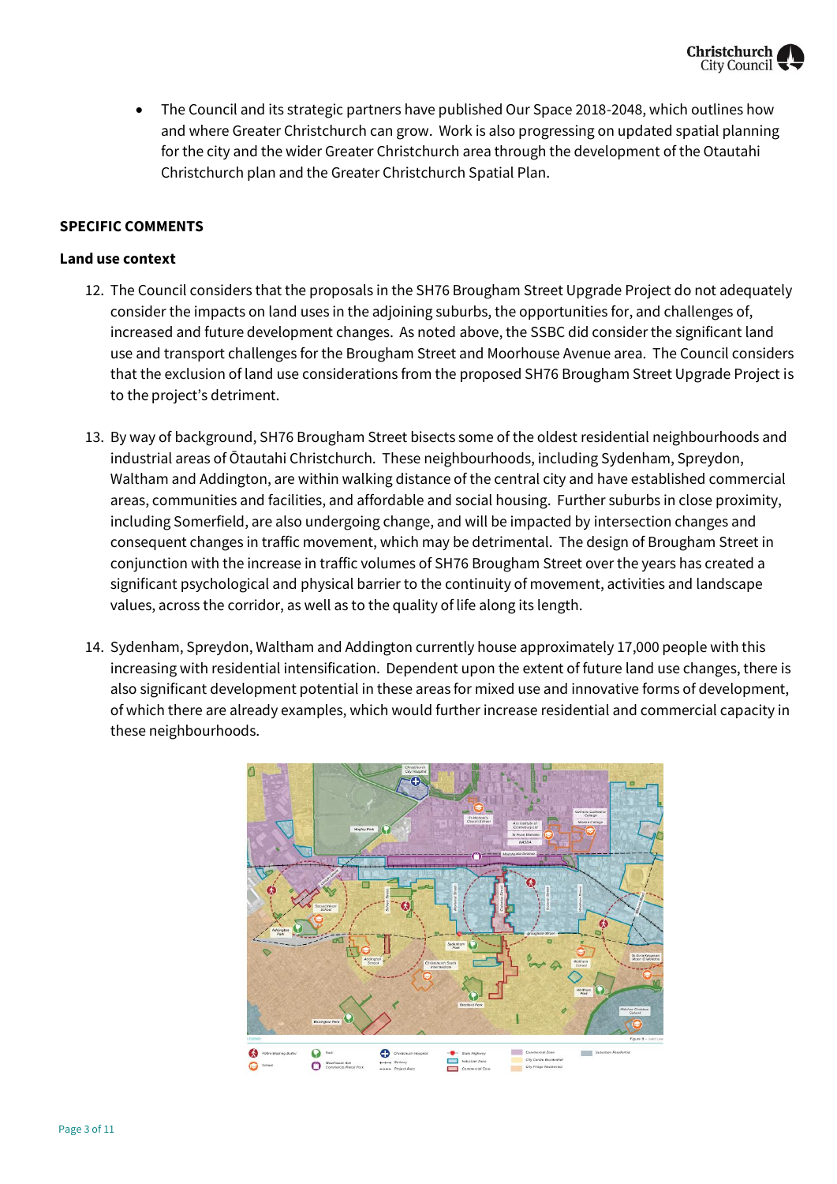- The Council and its strategic partners have published Our Space 2018-2048, which outlines how and where Greater Christchurch can grow. Work is also progressing on updated spatial planning for the city and the wider Greater Christchurch area through the development of the Otautahi Christchurch plan and the Greater Christchurch Spatial Plan.

## SPECIFIC COMMENTS

### Land use context

12. The Council considers that the proposals in the SH76 Brougham Street Upgrade Project do not adequately consider the impacts on land uses in the adjoining suburbs, the opportunities for, and challenges of, increased and future development changes. As noted above, the SSBC did consider the significant land use and transport challenges for the Brougham Street and Moorhouse Avenue area. The Council considers that the exclusion of land use considerations from the proposed SH76 Brougham Street Upgrade Project is to the project's detriment.

13. By way of background, SH76 Brougham Street bisects some of the oldest residential neighbourhoods and industrial areas of Ōtautahi Christchurch. These neighbourhoods, including Sydenham, Spreydon, Waltham and Addington, are within walking distance of the central city and have established commercial areas, communities and facilities, and affordable and social housing. Further suburbs in close proximity, including Somerfield, are also undergoing change, and will be impacted by intersection changes and consequent changes in traffic movement, which may be detrimental. The design of Brougham Street in conjunction with the increase in traffic volumes of SH76 Brougham Street over the years has created a significant psychological and physical barrier to the continuity of movement, activities and landscape values, across the corridor, as well as to the quality of life along its length.

14. Sydenham, Spreydon, Waltham and Addington currently house approximately 17,000 people with this increasing with residential intensification. Dependent upon the extent of future land use changes, there is also significant development potential in these areas for mixed use and innovative forms of development, of which there are already examples, which would further increase residential and commercial capacity in these neighbourhoods.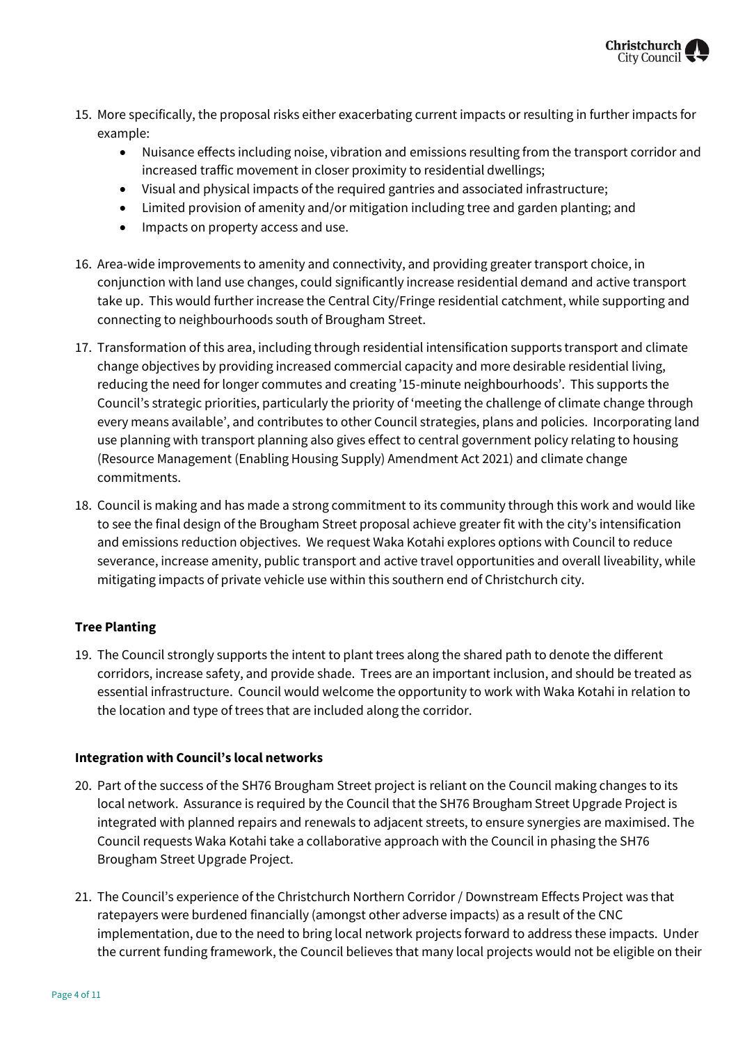15. More specifically, the proposal risks either exacerbating current impacts or resulting in further impacts for example:
    - Nuisance effects including noise, vibration and emissions resulting from the transport corridor and increased traffic movement in closer proximity to residential dwellings;
    - Visual and physical impacts of the required gantries and associated infrastructure;
    - Limited provision of amenity and/or mitigation including tree and garden planting; and
    - Impacts on property access and use.

16. Area-wide improvements to amenity and connectivity, and providing greater transport choice, in conjunction with land use changes, could significantly increase residential demand and active transport take up. This would further increase the Central City/Fringe residential catchment, while supporting and connecting to neighbourhoods south of Brougham Street.

17. Transformation of this area, including through residential intensification supports transport and climate change objectives by providing increased commercial capacity and more desirable residential living, reducing the need for longer commutes and creating '15-minute neighbourhoods'. This supports the Council's strategic priorities, particularly the priority of 'meeting the challenge of climate change through every means available', and contributes to other Council strategies, plans and policies. Incorporating land use planning with transport planning also gives effect to central government policy relating to housing (Resource Management (Enabling Housing Supply) Amendment Act 2021) and climate change commitments.

18. Council is making and has made a strong commitment to its community through this work and would like to see the final design of the Brougham Street proposal achieve greater fit with the city's intensification and emissions reduction objectives. We request Waka Kotahi explores options with Council to reduce severance, increase amenity, public transport and active travel opportunities and overall liveability, while mitigating impacts of private vehicle use within this southern end of Christchurch city.

**Tree Planting**

19. The Council strongly supports the intent to plant trees along the shared path to denote the different corridors, increase safety, and provide shade. Trees are an important inclusion, and should be treated as essential infrastructure. Council would welcome the opportunity to work with Waka Kotahi in relation to the location and type of trees that are included along the corridor.

**Integration with Council's local networks**

20. Part of the success of the SH76 Brougham Street project is reliant on the Council making changes to its local network. Assurance is required by the Council that the SH76 Brougham Street Upgrade Project is integrated with planned repairs and renewals to adjacent streets, to ensure synergies are maximised. The Council requests Waka Kotahi take a collaborative approach with the Council in phasing the SH76 Brougham Street Upgrade Project.

21. The Council's experience of the Christchurch Northern Corridor / Downstream Effects Project was that ratepayers were burdened financially (amongst other adverse impacts) as a result of the CNC implementation, due to the need to bring local network projects forward to address these impacts. Under the current funding framework, the Council believes that many local projects would not be eligible on their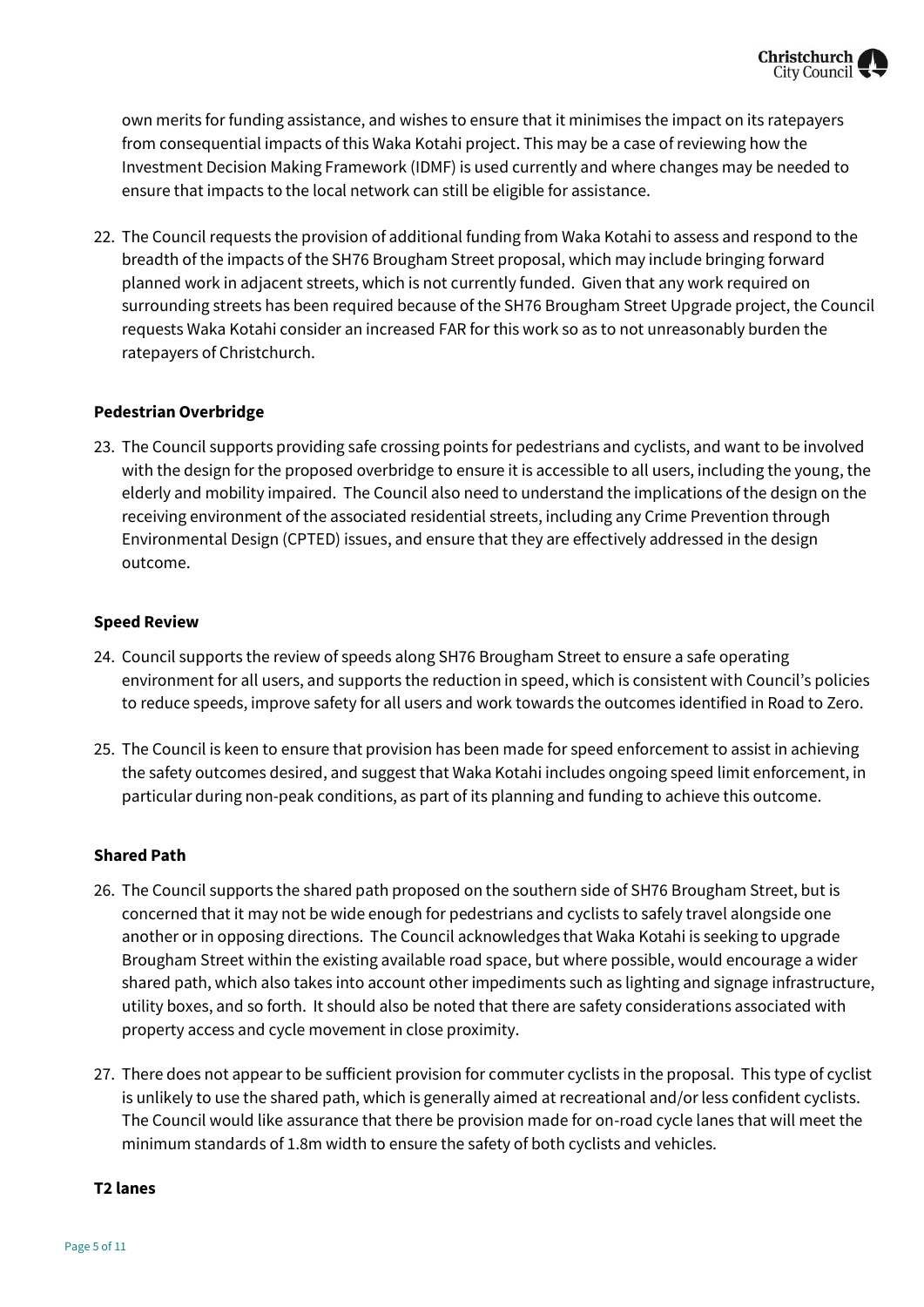own merits for funding assistance, and wishes to ensure that it minimises the impact on its ratepayers from consequential impacts of this Waka Kotahi project. This may be a case of reviewing how the Investment Decision Making Framework (IDMF) is used currently and where changes may be needed to ensure that impacts to the local network can still be eligible for assistance.

22. The Council requests the provision of additional funding from Waka Kotahi to assess and respond to the breadth of the impacts of the SH76 Brougham Street proposal, which may include bringing forward planned work in adjacent streets, which is not currently funded. Given that any work required on surrounding streets has been required because of the SH76 Brougham Street Upgrade project, the Council requests Waka Kotahi consider an increased FAR for this work so as to not unreasonably burden the ratepayers of Christchurch.

**Pedestrian Overbridge**

23. The Council supports providing safe crossing points for pedestrians and cyclists, and want to be involved with the design for the proposed overbridge to ensure it is accessible to all users, including the young, the elderly and mobility impaired. The Council also need to understand the implications of the design on the receiving environment of the associated residential streets, including any Crime Prevention through Environmental Design (CPTED) issues, and ensure that they are effectively addressed in the design outcome.

**Speed Review**

24. Council supports the review of speeds along SH76 Brougham Street to ensure a safe operating environment for all users, and supports the reduction in speed, which is consistent with Council's policies to reduce speeds, improve safety for all users and work towards the outcomes identified in Road to Zero.

25. The Council is keen to ensure that provision has been made for speed enforcement to assist in achieving the safety outcomes desired, and suggest that Waka Kotahi includes ongoing speed limit enforcement, in particular during non-peak conditions, as part of its planning and funding to achieve this outcome.

**Shared Path**

26. The Council supports the shared path proposed on the southern side of SH76 Brougham Street, but is concerned that it may not be wide enough for pedestrians and cyclists to safely travel alongside one another or in opposing directions. The Council acknowledges that Waka Kotahi is seeking to upgrade Brougham Street within the existing available road space, but where possible, would encourage a wider shared path, which also takes into account other impediments such as lighting and signage infrastructure, utility boxes, and so forth. It should also be noted that there are safety considerations associated with property access and cycle movement in close proximity.

27. There does not appear to be sufficient provision for commuter cyclists in the proposal. This type of cyclist is unlikely to use the shared path, which is generally aimed at recreational and/or less confident cyclists. The Council would like assurance that there be provision made for on-road cycle lanes that will meet the minimum standards of 1.8m width to ensure the safety of both cyclists and vehicles.

**T2 lanes**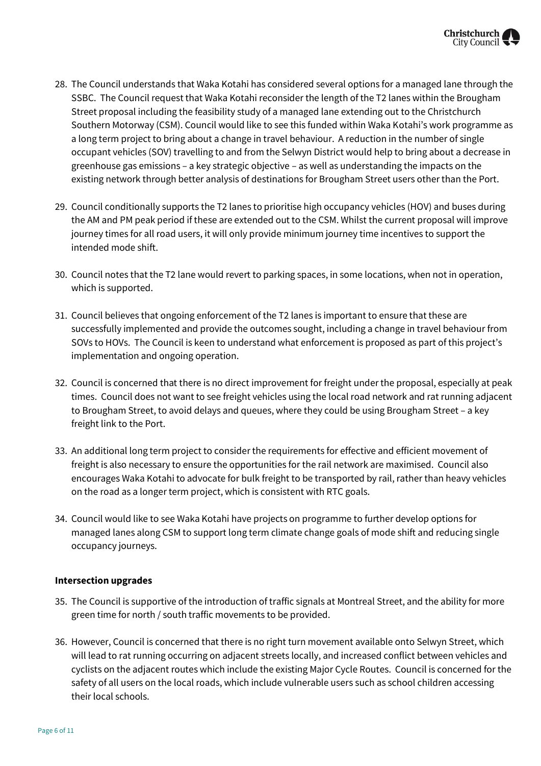28. The Council understands that Waka Kotahi has considered several options for a managed lane through the SSBC. The Council request that Waka Kotahi reconsider the length of the T2 lanes within the Brougham Street proposal including the feasibility study of a managed lane extending out to the Christchurch Southern Motorway (CSM). Council would like to see this funded within Waka Kotahi's work programme as a long term project to bring about a change in travel behaviour. A reduction in the number of single occupant vehicles (SOV) travelling to and from the Selwyn District would help to bring about a decrease in greenhouse gas emissions – a key strategic objective – as well as understanding the impacts on the existing network through better analysis of destinations for Brougham Street users other than the Port.

29. Council conditionally supports the T2 lanes to prioritise high occupancy vehicles (HOV) and buses during the AM and PM peak period if these are extended out to the CSM. Whilst the current proposal will improve journey times for all road users, it will only provide minimum journey time incentives to support the intended mode shift.

30. Council notes that the T2 lane would revert to parking spaces, in some locations, when not in operation, which is supported.

31. Council believes that ongoing enforcement of the T2 lanes is important to ensure that these are successfully implemented and provide the outcomes sought, including a change in travel behaviour from SOVs to HOVs. The Council is keen to understand what enforcement is proposed as part of this project's implementation and ongoing operation.

32. Council is concerned that there is no direct improvement for freight under the proposal, especially at peak times. Council does not want to see freight vehicles using the local road network and rat running adjacent to Brougham Street, to avoid delays and queues, where they could be using Brougham Street – a key freight link to the Port.

33. An additional long term project to consider the requirements for effective and efficient movement of freight is also necessary to ensure the opportunities for the rail network are maximised. Council also encourages Waka Kotahi to advocate for bulk freight to be transported by rail, rather than heavy vehicles on the road as a longer term project, which is consistent with RTC goals.

34. Council would like to see Waka Kotahi have projects on programme to further develop options for managed lanes along CSM to support long term climate change goals of mode shift and reducing single occupancy journeys.

**Intersection upgrades**

35. The Council is supportive of the introduction of traffic signals at Montreal Street, and the ability for more green time for north / south traffic movements to be provided.

36. However, Council is concerned that there is no right turn movement available onto Selwyn Street, which will lead to rat running occurring on adjacent streets locally, and increased conflict between vehicles and cyclists on the adjacent routes which include the existing Major Cycle Routes. Council is concerned for the safety of all users on the local roads, which include vulnerable users such as school children accessing their local schools.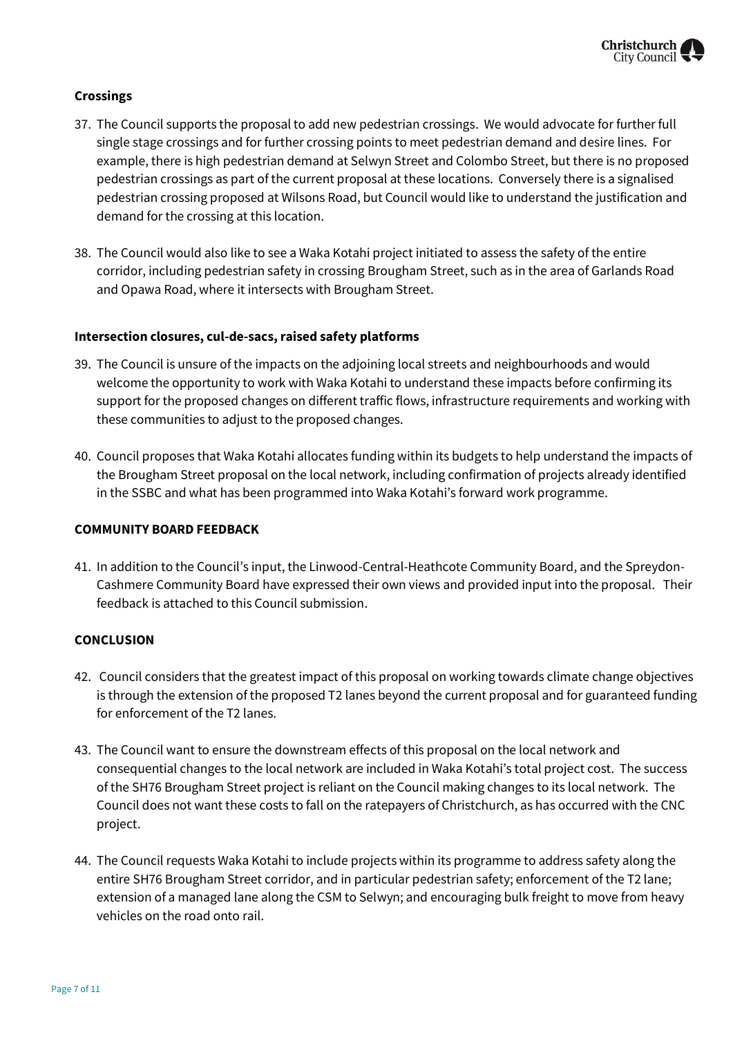### Crossings

37. The Council supports the proposal to add new pedestrian crossings. We would advocate for further full single stage crossings and for further crossing points to meet pedestrian demand and desire lines. For example, there is high pedestrian demand at Selwyn Street and Colombo Street, but there is no proposed pedestrian crossings as part of the current proposal at these locations. Conversely there is a signalised pedestrian crossing proposed at Wilsons Road, but Council would like to understand the justification and demand for the crossing at this location.

38. The Council would also like to see a Waka Kotahi project initiated to assess the safety of the entire corridor, including pedestrian safety in crossing Brougham Street, such as in the area of Garlands Road and Opawa Road, where it intersects with Brougham Street.

### Intersection closures, cul-de-sacs, raised safety platforms

39. The Council is unsure of the impacts on the adjoining local streets and neighbourhoods and would welcome the opportunity to work with Waka Kotahi to understand these impacts before confirming its support for the proposed changes on different traffic flows, infrastructure requirements and working with these communities to adjust to the proposed changes.

40. Council proposes that Waka Kotahi allocates funding within its budgets to help understand the impacts of the Brougham Street proposal on the local network, including confirmation of projects already identified in the SSBC and what has been programmed into Waka Kotahi's forward work programme.

### COMMUNITY BOARD FEEDBACK

41. In addition to the Council's input, the Linwood-Central-Heathcote Community Board, and the Spreydon-Cashmere Community Board have expressed their own views and provided input into the proposal. Their feedback is attached to this Council submission.

### CONCLUSION

42. Council considers that the greatest impact of this proposal on working towards climate change objectives is through the extension of the proposed T2 lanes beyond the current proposal and for guaranteed funding for enforcement of the T2 lanes.

43. The Council want to ensure the downstream effects of this proposal on the local network and consequential changes to the local network are included in Waka Kotahi's total project cost. The success of the SH76 Brougham Street project is reliant on the Council making changes to its local network. The Council does not want these costs to fall on the ratepayers of Christchurch, as has occurred with the CNC project.

44. The Council requests Waka Kotahi to include projects within its programme to address safety along the entire SH76 Brougham Street corridor, and in particular pedestrian safety; enforcement of the T2 lane; extension of a managed lane along the CSM to Selwyn; and encouraging bulk freight to move from heavy vehicles on the road onto rail.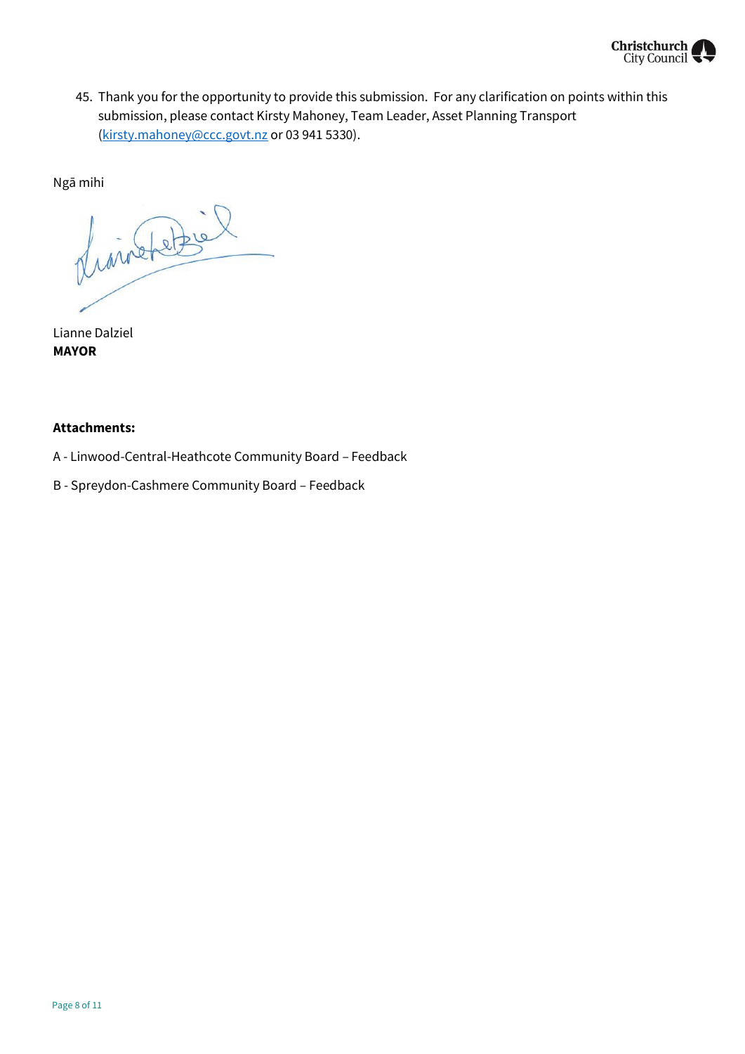45. Thank you for the opportunity to provide this submission. For any clarification on points within this submission, please contact Kirsty Mahoney, Team Leader, Asset Planning Transport (kirsty.mahoney@ccc.govt.nz or 03 941 5330).

Ngā mihi

Lianne Dalziel
**MAYOR**

**Attachments:**

A - Linwood-Central-Heathcote Community Board – Feedback

B - Spreydon-Cashmere Community Board – Feedback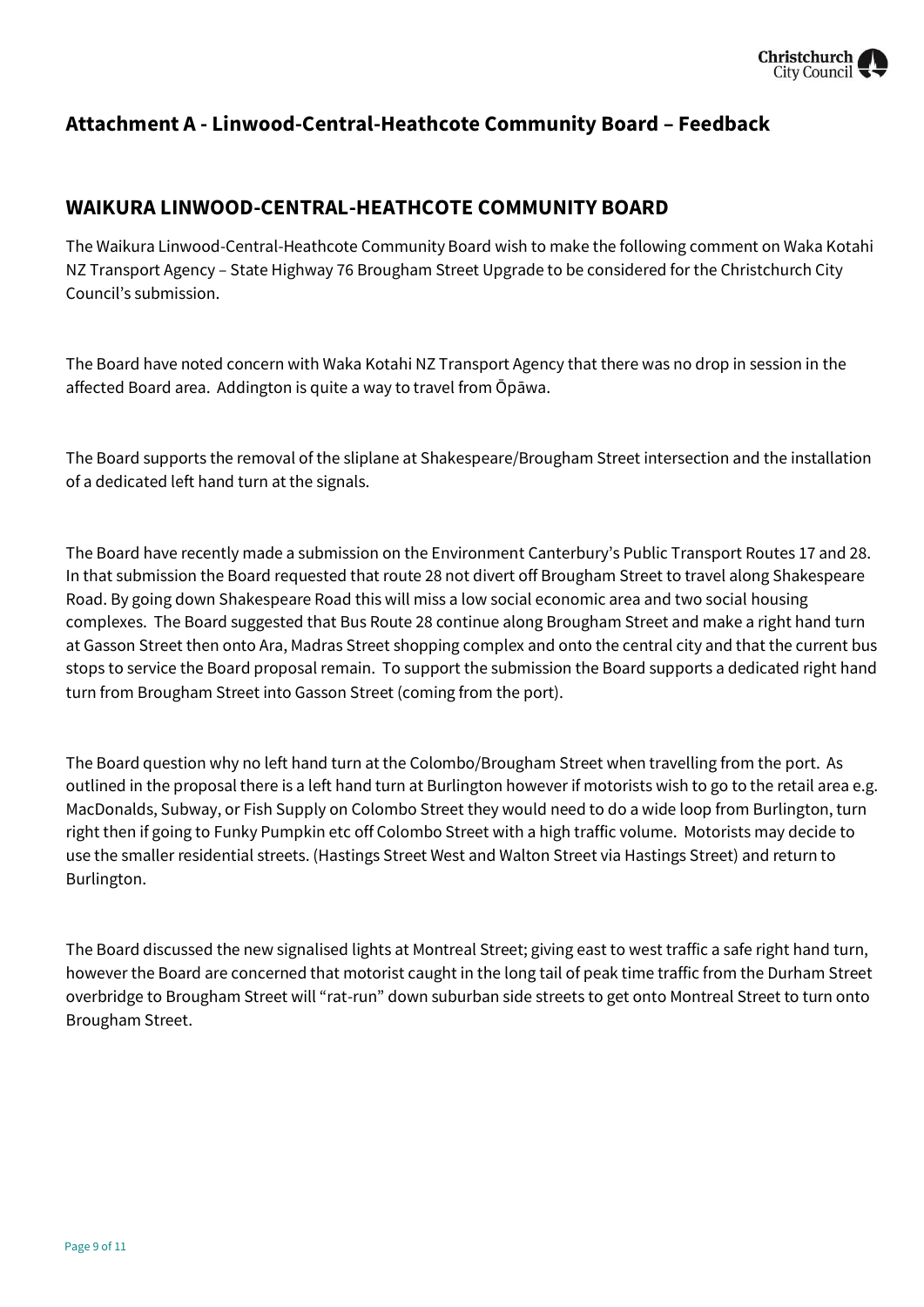## Attachment A - Linwood-Central-Heathcote Community Board – Feedback

## WAIKURA LINWOOD-CENTRAL-HEATHCOTE COMMUNITY BOARD

The Waikura Linwood-Central-Heathcote Community Board wish to make the following comment on Waka Kotahi NZ Transport Agency – State Highway 76 Brougham Street Upgrade to be considered for the Christchurch City Council's submission.

The Board have noted concern with Waka Kotahi NZ Transport Agency that there was no drop in session in the affected Board area. Addington is quite a way to travel from Ōpāwa.

The Board supports the removal of the sliplane at Shakespeare/Brougham Street intersection and the installation of a dedicated left hand turn at the signals.

The Board have recently made a submission on the Environment Canterbury's Public Transport Routes 17 and 28. In that submission the Board requested that route 28 not divert off Brougham Street to travel along Shakespeare Road. By going down Shakespeare Road this will miss a low social economic area and two social housing complexes. The Board suggested that Bus Route 28 continue along Brougham Street and make a right hand turn at Gasson Street then onto Ara, Madras Street shopping complex and onto the central city and that the current bus stops to service the Board proposal remain. To support the submission the Board supports a dedicated right hand turn from Brougham Street into Gasson Street (coming from the port).

The Board question why no left hand turn at the Colombo/Brougham Street when travelling from the port. As outlined in the proposal there is a left hand turn at Burlington however if motorists wish to go to the retail area e.g. MacDonalds, Subway, or Fish Supply on Colombo Street they would need to do a wide loop from Burlington, turn right then if going to Funky Pumpkin etc off Colombo Street with a high traffic volume. Motorists may decide to use the smaller residential streets. (Hastings Street West and Walton Street via Hastings Street) and return to Burlington.

The Board discussed the new signalised lights at Montreal Street; giving east to west traffic a safe right hand turn, however the Board are concerned that motorist caught in the long tail of peak time traffic from the Durham Street overbridge to Brougham Street will "rat-run" down suburban side streets to get onto Montreal Street to turn onto Brougham Street.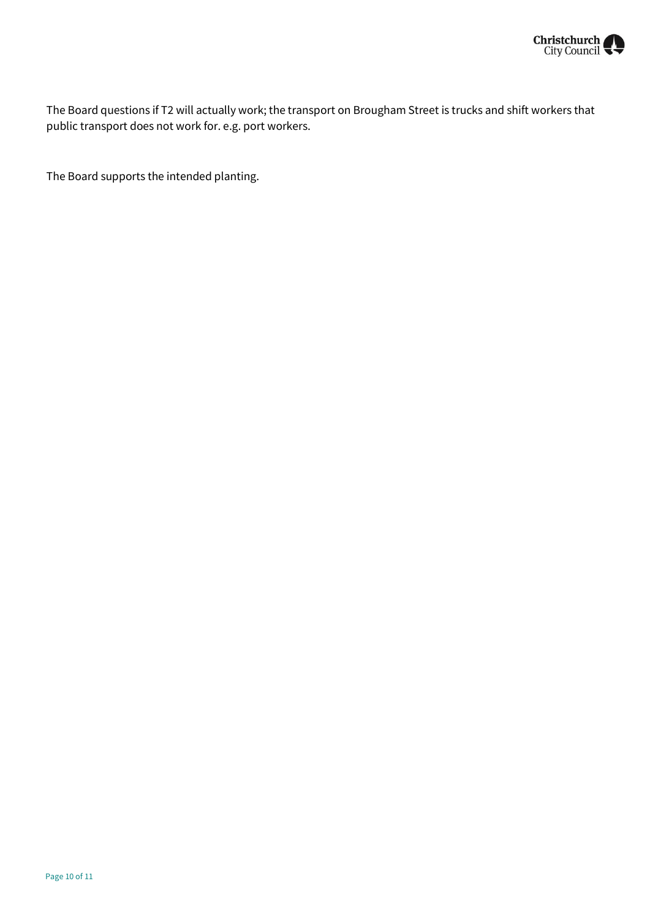The Board questions if T2 will actually work; the transport on Brougham Street is trucks and shift workers that public transport does not work for. e.g. port workers.

The Board supports the intended planting.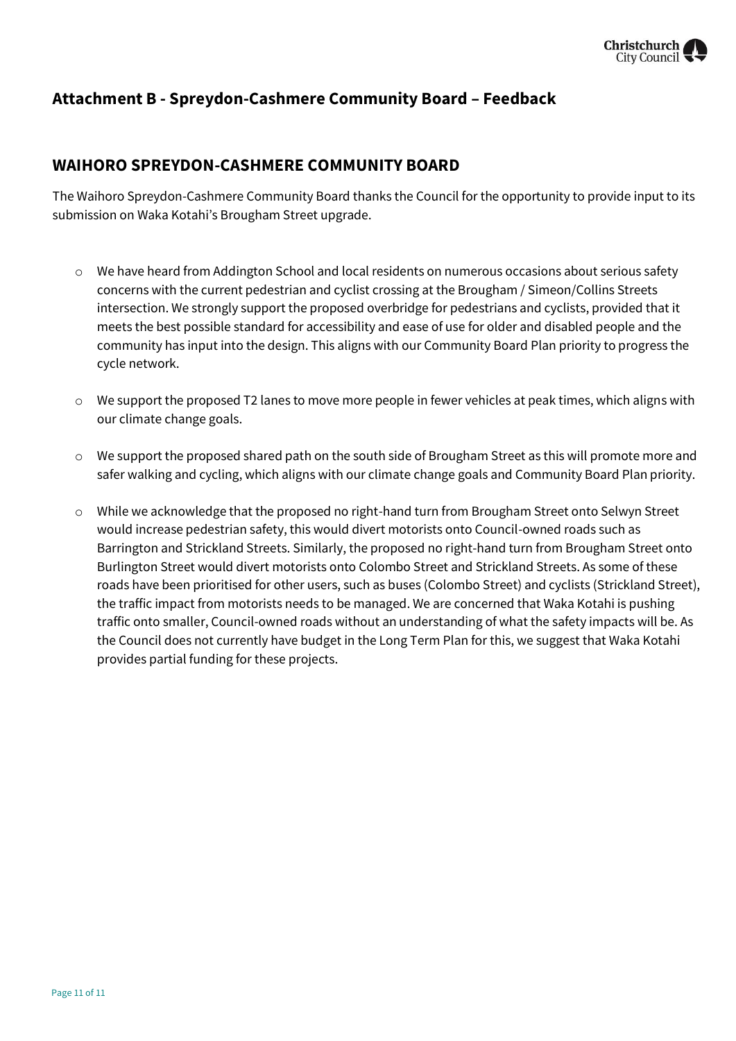## Attachment B - Spreydon-Cashmere Community Board – Feedback

## WAIHORO SPREYDON-CASHMERE COMMUNITY BOARD

The Waihoro Spreydon-Cashmere Community Board thanks the Council for the opportunity to provide input to its submission on Waka Kotahi's Brougham Street upgrade.

- We have heard from Addington School and local residents on numerous occasions about serious safety concerns with the current pedestrian and cyclist crossing at the Brougham / Simeon/Collins Streets intersection. We strongly support the proposed overbridge for pedestrians and cyclists, provided that it meets the best possible standard for accessibility and ease of use for older and disabled people and the community has input into the design. This aligns with our Community Board Plan priority to progress the cycle network.

- We support the proposed T2 lanes to move more people in fewer vehicles at peak times, which aligns with our climate change goals.

- We support the proposed shared path on the south side of Brougham Street as this will promote more and safer walking and cycling, which aligns with our climate change goals and Community Board Plan priority.

- While we acknowledge that the proposed no right-hand turn from Brougham Street onto Selwyn Street would increase pedestrian safety, this would divert motorists onto Council-owned roads such as Barrington and Strickland Streets. Similarly, the proposed no right-hand turn from Brougham Street onto Burlington Street would divert motorists onto Colombo Street and Strickland Streets. As some of these roads have been prioritised for other users, such as buses (Colombo Street) and cyclists (Strickland Street), the traffic impact from motorists needs to be managed. We are concerned that Waka Kotahi is pushing traffic onto smaller, Council-owned roads without an understanding of what the safety impacts will be. As the Council does not currently have budget in the Long Term Plan for this, we suggest that Waka Kotahi provides partial funding for these projects.